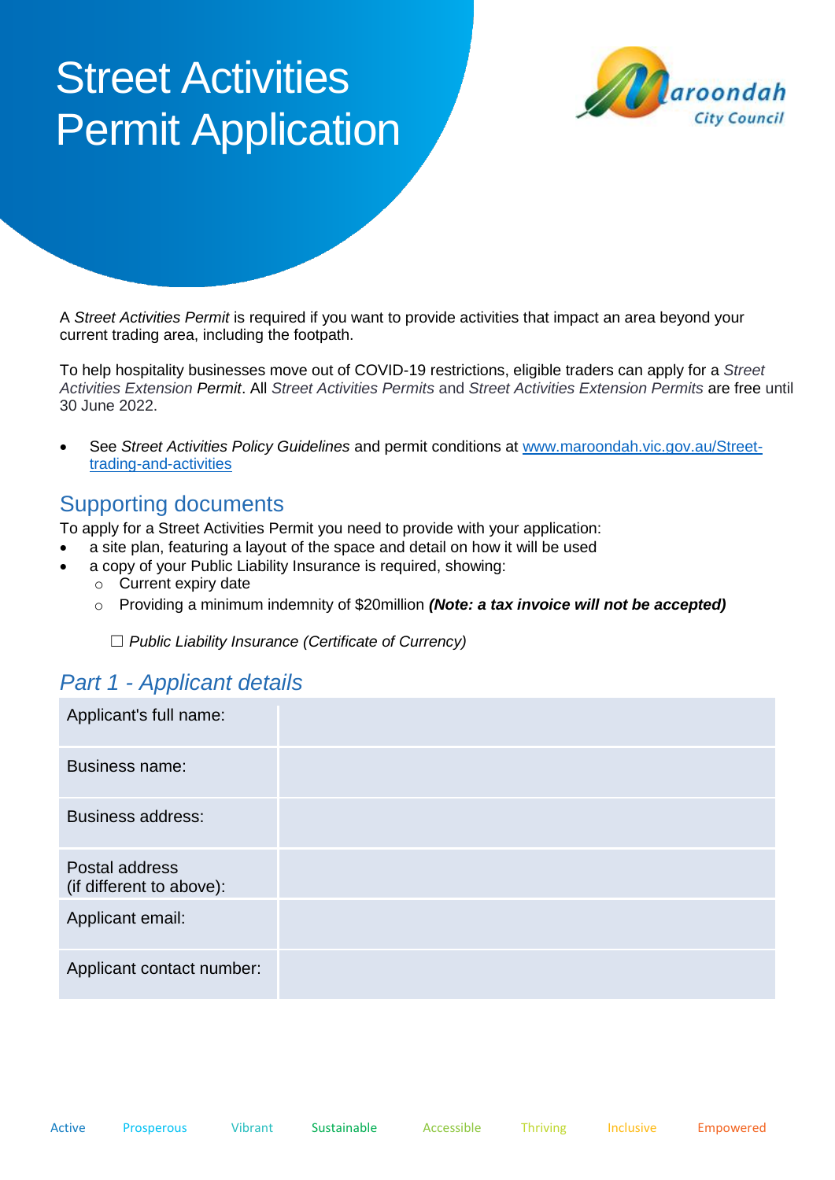# Street Activities Permit Application

A *Street Activities Permit* is required if you want to provide activities that impact an area beyond your current trading area, including the footpath.

To help hospitality businesses move out of COVID-19 restrictions, eligible traders can apply for a *Street Activities Extension Permit*. All *Street Activities Permits* and *Street Activities Extension Permits* are free until 30 June 2022.

- See *Street Activities Policy Guidelines* and permit conditions at [www.maroondah.vic.gov.au/Street-trading-and-activities](www.maroondah.vic.gov.au/Street-trading-and-activities)

## Supporting documents

To apply for a Street Activities Permit you need to provide with your application:

- a site plan, featuring a layout of the space and detail on how it will be used
- a copy of your Public Liability Insurance is required, showing:
  - Current expiry date
  - Providing a minimum indemnity of $20million ***(Note: a tax invoice will not be accepted)***

☐ *Public Liability Insurance (Certificate of Currency)*

## *Part 1 - Applicant details*

| | |
|---|---|
| Applicant's full name: | |
| Business name: | |
| Business address: | |
| Postal address (if different to above): | |
| Applicant email: | |
| Applicant contact number: | |

Active Prosperous Vibrant Sustainable Accessible Thriving Inclusive Empowered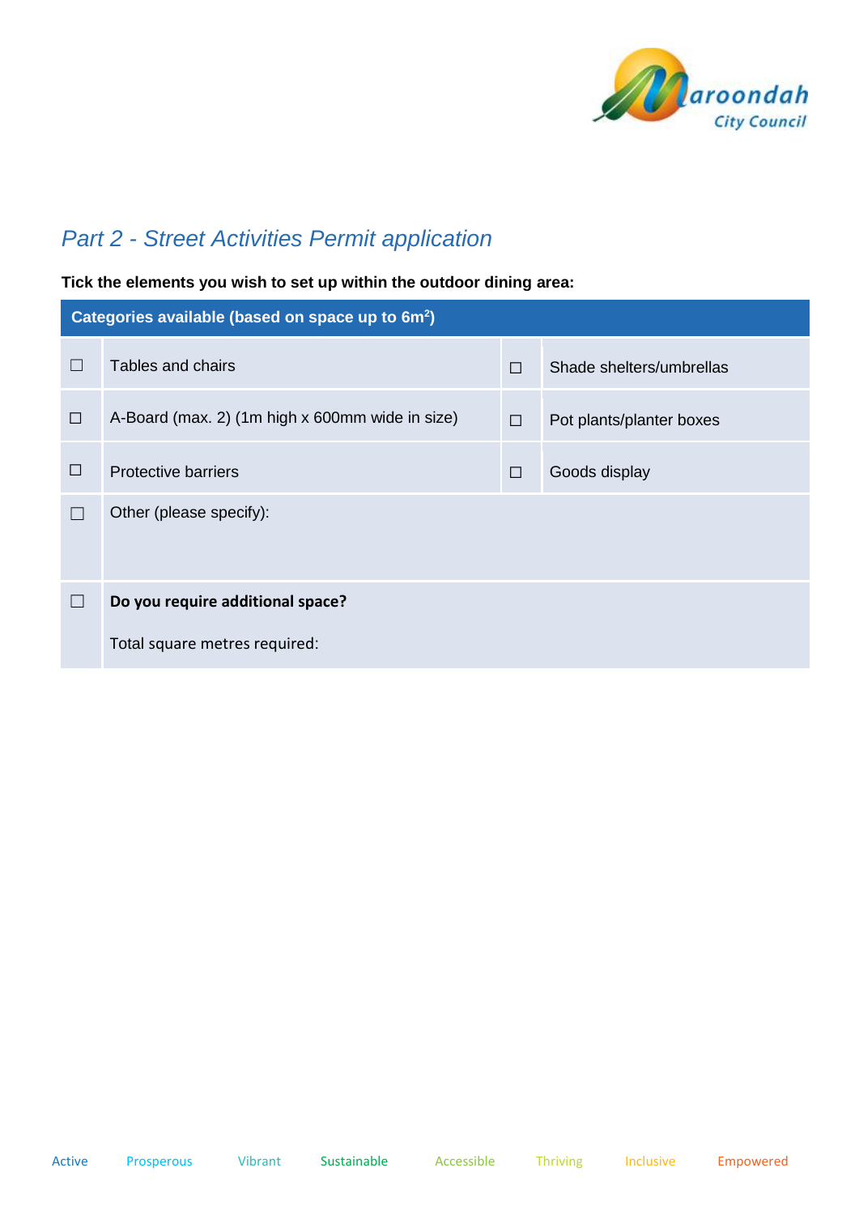## *Part 2 - Street Activities Permit application*

**Tick the elements you wish to set up within the outdoor dining area:**

| Categories available (based on space up to 6m$^2$) | | | |
|---|---|---|---|
| ☐ | Tables and chairs | ☐ | Shade shelters/umbrellas |
| ☐ | A-Board (max. 2) (1m high x 600mm wide in size) | ☐ | Pot plants/planter boxes |
| ☐ | Protective barriers | ☐ | Goods display |
| ☐ | Other (please specify): | | |
| ☐ | **Do you require additional space?** <br> Total square metres required: | | |

Active Prosperous Vibrant Sustainable Accessible Thriving Inclusive Empowered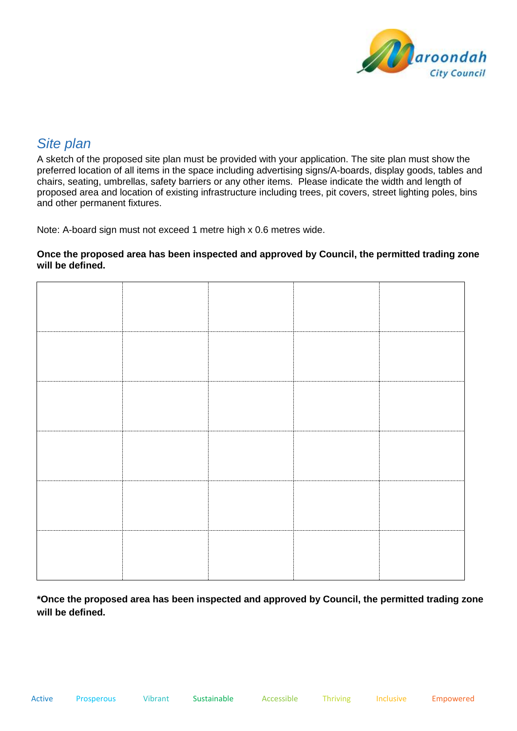## *Site plan*

A sketch of the proposed site plan must be provided with your application. The site plan must show the preferred location of all items in the space including advertising signs/A-boards, display goods, tables and chairs, seating, umbrellas, safety barriers or any other items. Please indicate the width and length of proposed area and location of existing infrastructure including trees, pit covers, street lighting poles, bins and other permanent fixtures.

Note: A-board sign must not exceed 1 metre high x 0.6 metres wide.

**Once the proposed area has been inspected and approved by Council, the permitted trading zone will be defined.**

| | | | | |
|---|---|---|---|---|
| | | | | |
| | | | | |
| | | | | |
| | | | | |
| | | | | |
| | | | | |

**\*Once the proposed area has been inspected and approved by Council, the permitted trading zone will be defined.**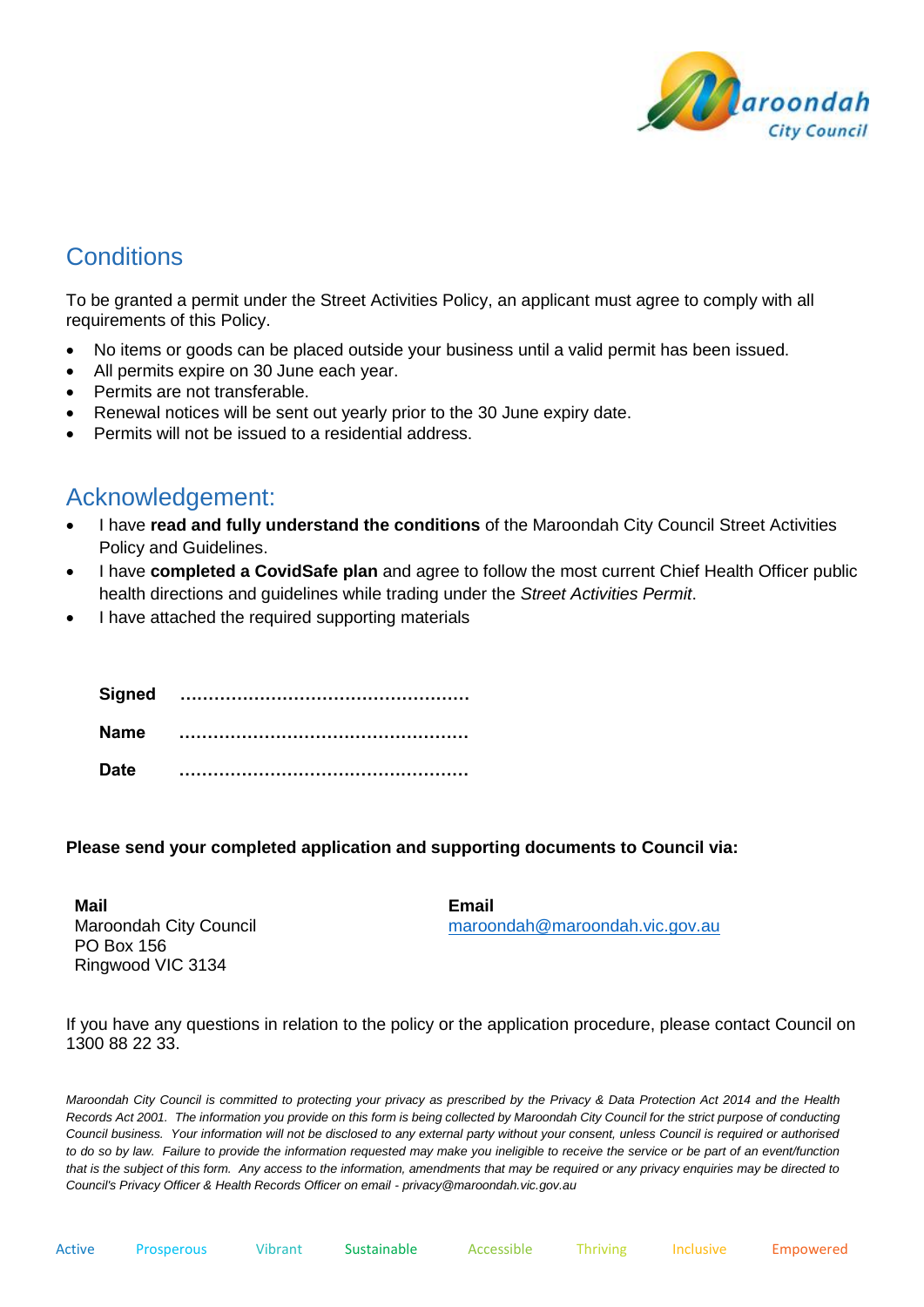## Conditions

To be granted a permit under the Street Activities Policy, an applicant must agree to comply with all requirements of this Policy.

- No items or goods can be placed outside your business until a valid permit has been issued.
- All permits expire on 30 June each year.
- Permits are not transferable.
- Renewal notices will be sent out yearly prior to the 30 June expiry date.
- Permits will not be issued to a residential address.

## Acknowledgement:

- I have **read and fully understand the conditions** of the Maroondah City Council Street Activities Policy and Guidelines.
- I have **completed a CovidSafe plan** and agree to follow the most current Chief Health Officer public health directions and guidelines while trading under the *Street Activities Permit*.
- I have attached the required supporting materials

**Signed** ……………………………………………

**Name** ……………………………………………

**Date** ……………………………………………

**Please send your completed application and supporting documents to Council via:**

**Mail**
Maroondah City Council
PO Box 156
Ringwood VIC 3134

**Email**
maroondah@maroondah.vic.gov.au

If you have any questions in relation to the policy or the application procedure, please contact Council on 1300 88 22 33.

*Maroondah City Council is committed to protecting your privacy as prescribed by the Privacy & Data Protection Act 2014 and the Health Records Act 2001. The information you provide on this form is being collected by Maroondah City Council for the strict purpose of conducting Council business. Your information will not be disclosed to any external party without your consent, unless Council is required or authorised to do so by law. Failure to provide the information requested may make you ineligible to receive the service or be part of an event/function that is the subject of this form. Any access to the information, amendments that may be required or any privacy enquiries may be directed to Council's Privacy Officer & Health Records Officer on email - privacy@maroondah.vic.gov.au*